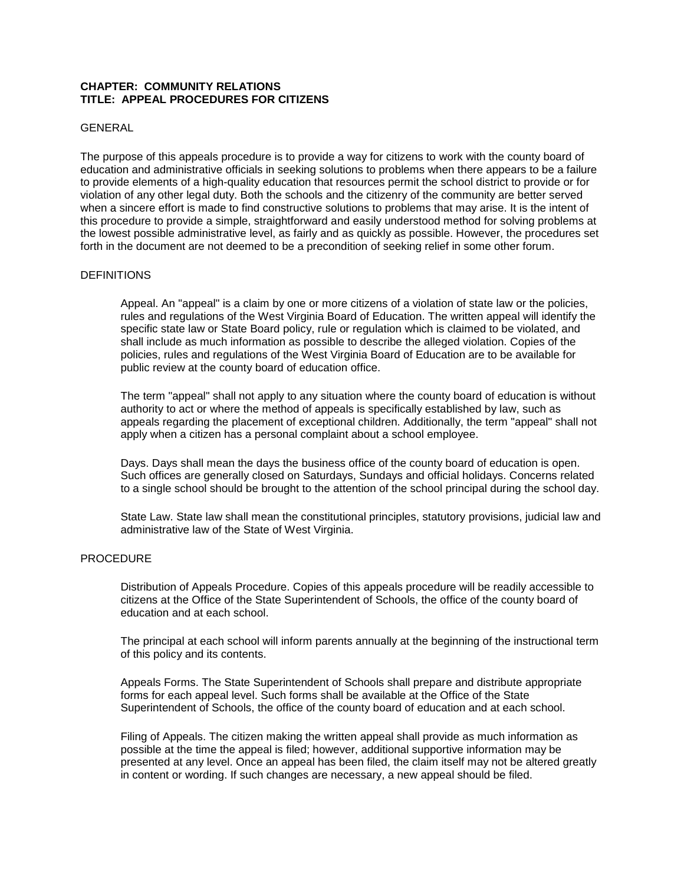**CHAPTER: COMMUNITY RELATIONS**
**TITLE: APPEAL PROCEDURES FOR CITIZENS**

GENERAL

The purpose of this appeals procedure is to provide a way for citizens to work with the county board of education and administrative officials in seeking solutions to problems when there appears to be a failure to provide elements of a high-quality education that resources permit the school district to provide or for violation of any other legal duty. Both the schools and the citizenry of the community are better served when a sincere effort is made to find constructive solutions to problems that may arise. It is the intent of this procedure to provide a simple, straightforward and easily understood method for solving problems at the lowest possible administrative level, as fairly and as quickly as possible. However, the procedures set forth in the document are not deemed to be a precondition of seeking relief in some other forum.

DEFINITIONS

Appeal. An "appeal" is a claim by one or more citizens of a violation of state law or the policies, rules and regulations of the West Virginia Board of Education. The written appeal will identify the specific state law or State Board policy, rule or regulation which is claimed to be violated, and shall include as much information as possible to describe the alleged violation. Copies of the policies, rules and regulations of the West Virginia Board of Education are to be available for public review at the county board of education office.

The term "appeal" shall not apply to any situation where the county board of education is without authority to act or where the method of appeals is specifically established by law, such as appeals regarding the placement of exceptional children. Additionally, the term "appeal" shall not apply when a citizen has a personal complaint about a school employee.

Days. Days shall mean the days the business office of the county board of education is open. Such offices are generally closed on Saturdays, Sundays and official holidays. Concerns related to a single school should be brought to the attention of the school principal during the school day.

State Law. State law shall mean the constitutional principles, statutory provisions, judicial law and administrative law of the State of West Virginia.

PROCEDURE

Distribution of Appeals Procedure. Copies of this appeals procedure will be readily accessible to citizens at the Office of the State Superintendent of Schools, the office of the county board of education and at each school.

The principal at each school will inform parents annually at the beginning of the instructional term of this policy and its contents.

Appeals Forms. The State Superintendent of Schools shall prepare and distribute appropriate forms for each appeal level. Such forms shall be available at the Office of the State Superintendent of Schools, the office of the county board of education and at each school.

Filing of Appeals. The citizen making the written appeal shall provide as much information as possible at the time the appeal is filed; however, additional supportive information may be presented at any level. Once an appeal has been filed, the claim itself may not be altered greatly in content or wording. If such changes are necessary, a new appeal should be filed.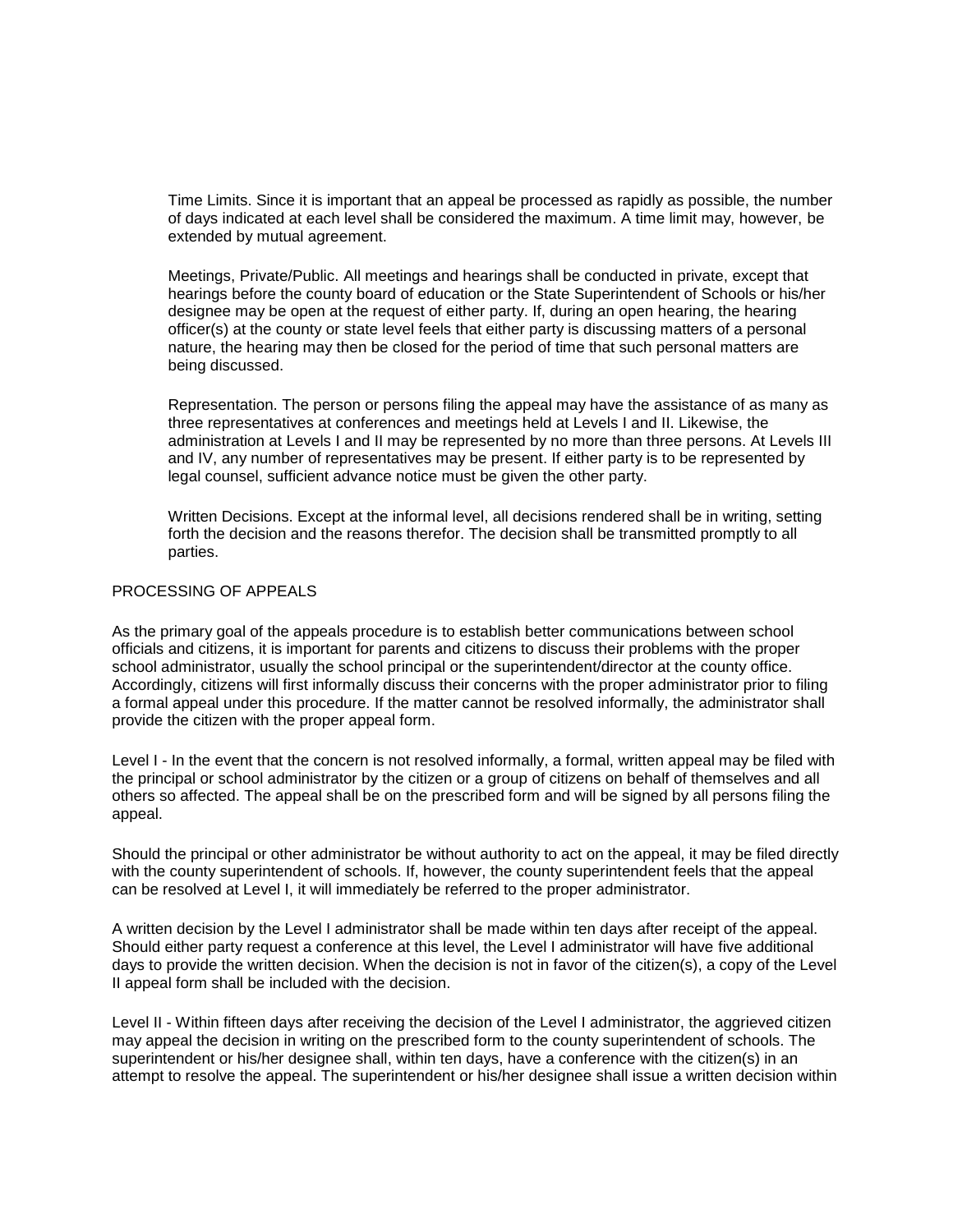Time Limits. Since it is important that an appeal be processed as rapidly as possible, the number of days indicated at each level shall be considered the maximum. A time limit may, however, be extended by mutual agreement.

Meetings, Private/Public. All meetings and hearings shall be conducted in private, except that hearings before the county board of education or the State Superintendent of Schools or his/her designee may be open at the request of either party. If, during an open hearing, the hearing officer(s) at the county or state level feels that either party is discussing matters of a personal nature, the hearing may then be closed for the period of time that such personal matters are being discussed.

Representation. The person or persons filing the appeal may have the assistance of as many as three representatives at conferences and meetings held at Levels I and II. Likewise, the administration at Levels I and II may be represented by no more than three persons. At Levels III and IV, any number of representatives may be present. If either party is to be represented by legal counsel, sufficient advance notice must be given the other party.

Written Decisions. Except at the informal level, all decisions rendered shall be in writing, setting forth the decision and the reasons therefor. The decision shall be transmitted promptly to all parties.

PROCESSING OF APPEALS

As the primary goal of the appeals procedure is to establish better communications between school officials and citizens, it is important for parents and citizens to discuss their problems with the proper school administrator, usually the school principal or the superintendent/director at the county office. Accordingly, citizens will first informally discuss their concerns with the proper administrator prior to filing a formal appeal under this procedure. If the matter cannot be resolved informally, the administrator shall provide the citizen with the proper appeal form.

Level I - In the event that the concern is not resolved informally, a formal, written appeal may be filed with the principal or school administrator by the citizen or a group of citizens on behalf of themselves and all others so affected. The appeal shall be on the prescribed form and will be signed by all persons filing the appeal.

Should the principal or other administrator be without authority to act on the appeal, it may be filed directly with the county superintendent of schools. If, however, the county superintendent feels that the appeal can be resolved at Level I, it will immediately be referred to the proper administrator.

A written decision by the Level I administrator shall be made within ten days after receipt of the appeal. Should either party request a conference at this level, the Level I administrator will have five additional days to provide the written decision. When the decision is not in favor of the citizen(s), a copy of the Level II appeal form shall be included with the decision.

Level II - Within fifteen days after receiving the decision of the Level I administrator, the aggrieved citizen may appeal the decision in writing on the prescribed form to the county superintendent of schools. The superintendent or his/her designee shall, within ten days, have a conference with the citizen(s) in an attempt to resolve the appeal. The superintendent or his/her designee shall issue a written decision within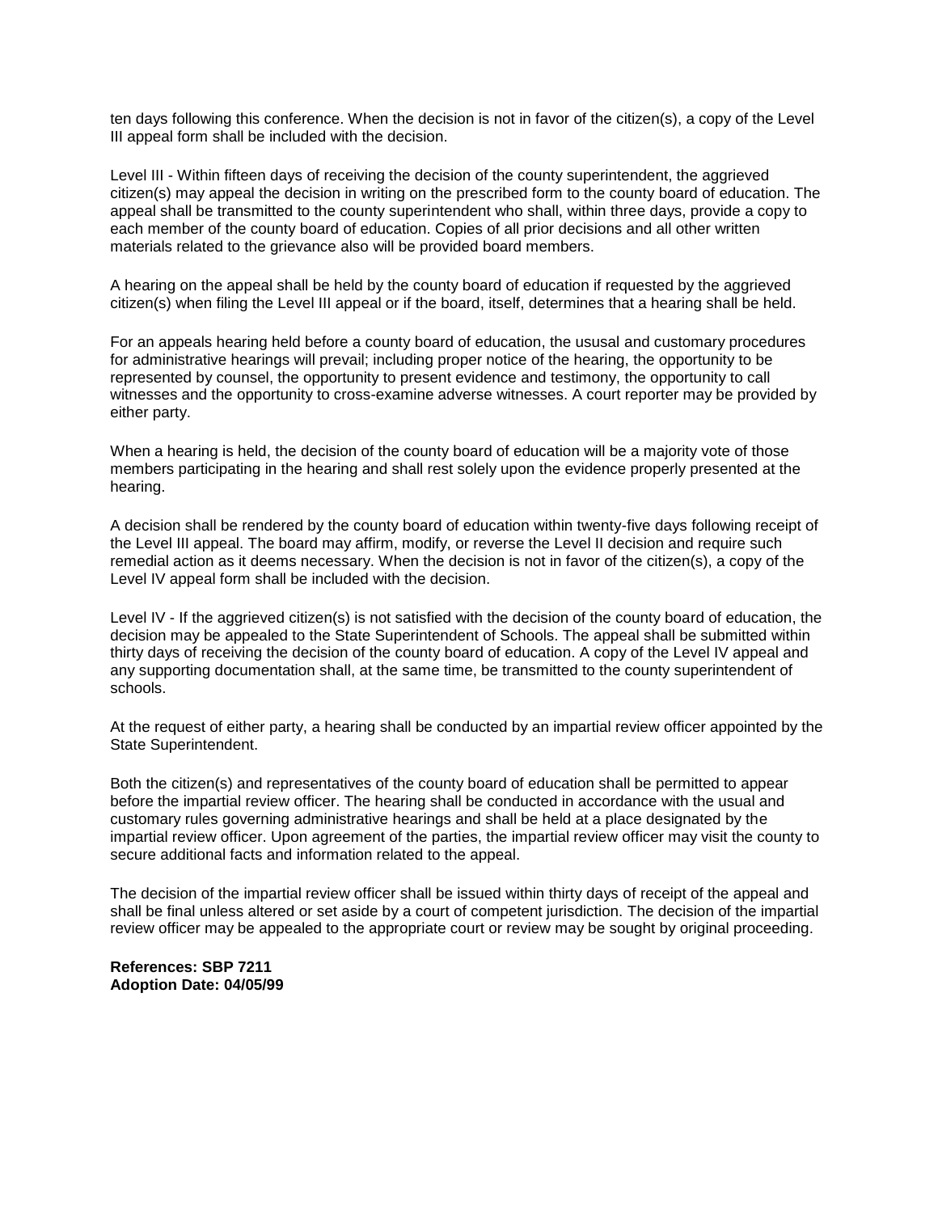ten days following this conference. When the decision is not in favor of the citizen(s), a copy of the Level III appeal form shall be included with the decision.

Level III - Within fifteen days of receiving the decision of the county superintendent, the aggrieved citizen(s) may appeal the decision in writing on the prescribed form to the county board of education. The appeal shall be transmitted to the county superintendent who shall, within three days, provide a copy to each member of the county board of education. Copies of all prior decisions and all other written materials related to the grievance also will be provided board members.

A hearing on the appeal shall be held by the county board of education if requested by the aggrieved citizen(s) when filing the Level III appeal or if the board, itself, determines that a hearing shall be held.

For an appeals hearing held before a county board of education, the ususal and customary procedures for administrative hearings will prevail; including proper notice of the hearing, the opportunity to be represented by counsel, the opportunity to present evidence and testimony, the opportunity to call witnesses and the opportunity to cross-examine adverse witnesses. A court reporter may be provided by either party.

When a hearing is held, the decision of the county board of education will be a majority vote of those members participating in the hearing and shall rest solely upon the evidence properly presented at the hearing.

A decision shall be rendered by the county board of education within twenty-five days following receipt of the Level III appeal. The board may affirm, modify, or reverse the Level II decision and require such remedial action as it deems necessary. When the decision is not in favor of the citizen(s), a copy of the Level IV appeal form shall be included with the decision.

Level IV - If the aggrieved citizen(s) is not satisfied with the decision of the county board of education, the decision may be appealed to the State Superintendent of Schools. The appeal shall be submitted within thirty days of receiving the decision of the county board of education. A copy of the Level IV appeal and any supporting documentation shall, at the same time, be transmitted to the county superintendent of schools.

At the request of either party, a hearing shall be conducted by an impartial review officer appointed by the State Superintendent.

Both the citizen(s) and representatives of the county board of education shall be permitted to appear before the impartial review officer. The hearing shall be conducted in accordance with the usual and customary rules governing administrative hearings and shall be held at a place designated by the impartial review officer. Upon agreement of the parties, the impartial review officer may visit the county to secure additional facts and information related to the appeal.

The decision of the impartial review officer shall be issued within thirty days of receipt of the appeal and shall be final unless altered or set aside by a court of competent jurisdiction. The decision of the impartial review officer may be appealed to the appropriate court or review may be sought by original proceeding.

**References: SBP 7211**
**Adoption Date: 04/05/99**